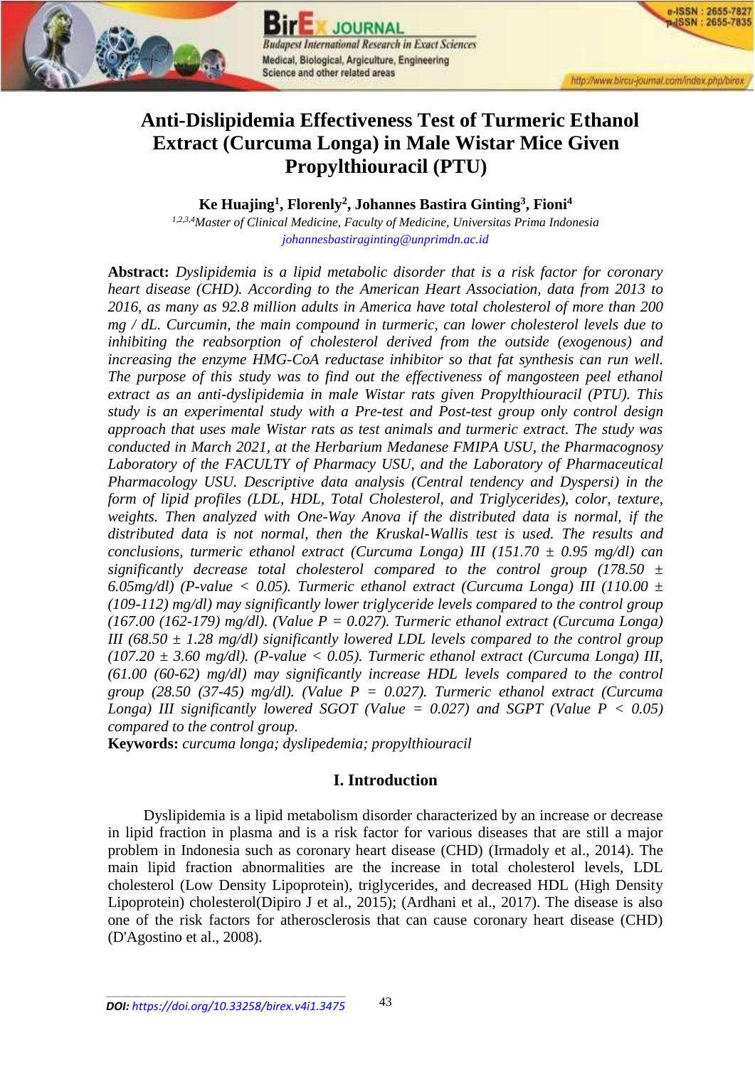# Anti-Dislipidemia Effectiveness Test of Turmeric Ethanol Extract (Curcuma Longa) in Male Wistar Mice Given Propylthiouracil (PTU)

**Ke Huajing[1], Florenly[2], Johannes Bastira Ginting[3], Fioni[4]**

[1,2,3,4]*Master of Clinical Medicine, Faculty of Medicine, Universitas Prima Indonesia*
johannesbastiraginting@unprimdn.ac.id

**Abstract:** *Dyslipidemia is a lipid metabolic disorder that is a risk factor for coronary heart disease (CHD). According to the American Heart Association, data from 2013 to 2016, as many as 92.8 million adults in America have total cholesterol of more than 200 mg / dL. Curcumin, the main compound in turmeric, can lower cholesterol levels due to inhibiting the reabsorption of cholesterol derived from the outside (exogenous) and increasing the enzyme HMG-CoA reductase inhibitor so that fat synthesis can run well. The purpose of this study was to find out the effectiveness of mangosteen peel ethanol extract as an anti-dyslipidemia in male Wistar rats given Propylthiouracil (PTU). This study is an experimental study with a Pre-test and Post-test group only control design approach that uses male Wistar rats as test animals and turmeric extract. The study was conducted in March 2021, at the Herbarium Medanese FMIPA USU, the Pharmacognosy Laboratory of the FACULTY of Pharmacy USU, and the Laboratory of Pharmaceutical Pharmacology USU. Descriptive data analysis (Central tendency and Dyspersi) in the form of lipid profiles (LDL, HDL, Total Cholesterol, and Triglycerides), color, texture, weights. Then analyzed with One-Way Anova if the distributed data is normal, if the distributed data is not normal, then the Kruskal-Wallis test is used. The results and conclusions, turmeric ethanol extract (Curcuma Longa) III (151.70 ± 0.95 mg/dl) can significantly decrease total cholesterol compared to the control group (178.50 ± 6.05mg/dl) (P-value < 0.05). Turmeric ethanol extract (Curcuma Longa) III (110.00 ± (109-112) mg/dl) may significantly lower triglyceride levels compared to the control group (167.00 (162-179) mg/dll). (Value P = 0.027). Turmeric ethanol extract (Curcuma Longa) III (68.50 ± 1.28 mg/dl) significantly lowered LDL levels compared to the control group (107.20 ± 3.60 mg/dl). (P-value < 0.05). Turmeric ethanol extract (Curcuma Longa) III, (61.00 (60-62) mg/dl) may significantly increase HDL levels compared to the control group (28.50 (37-45) mg/dl). (Value P = 0.027). Turmeric ethanol extract (Curcuma Longa) III significantly lowered SGOT (Value = 0.027) and SGPT (Value P < 0.05) compared to the control group.*

**Keywords:** *curcuma longa; dyslipedemia; propylthiouracil*

## I. Introduction

Dyslipidemia is a lipid metabolism disorder characterized by an increase or decrease in lipid fraction in plasma and is a risk factor for various diseases that are still a major problem in Indonesia such as coronary heart disease (CHD) (Irmadoly et al., 2014). The main lipid fraction abnormalities are the increase in total cholesterol levels, LDL cholesterol (Low Density Lipoprotein), triglycerides, and decreased HDL (High Density Lipoprotein) cholesterol(Dipiro J et al., 2015); (Ardhani et al., 2017). The disease is also one of the risk factors for atherosclerosis that can cause coronary heart disease (CHD) (D'Agostino et al., 2008).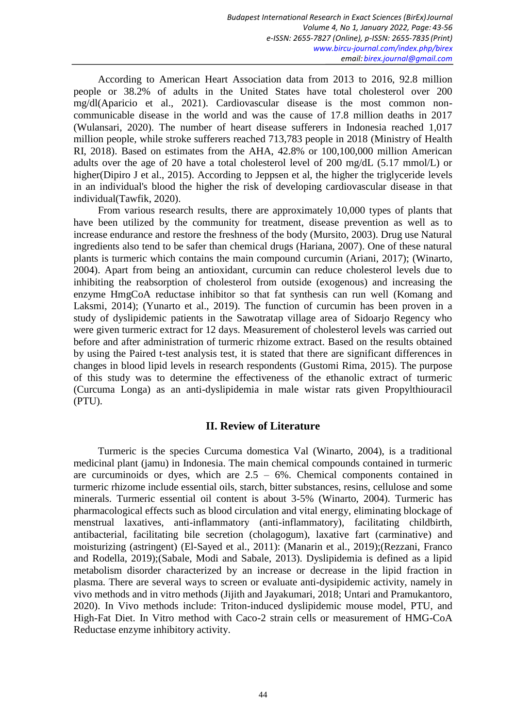According to American Heart Association data from 2013 to 2016, 92.8 million people or 38.2% of adults in the United States have total cholesterol over 200 mg/dl(Aparicio et al., 2021). Cardiovascular disease is the most common non-communicable disease in the world and was the cause of 17.8 million deaths in 2017 (Wulansari, 2020). The number of heart disease sufferers in Indonesia reached 1,017 million people, while stroke sufferers reached 713,783 people in 2018 (Ministry of Health RI, 2018). Based on estimates from the AHA, 42.8% or 100,100,000 million American adults over the age of 20 have a total cholesterol level of 200 mg/dL (5.17 mmol/L) or higher(Dipiro J et al., 2015). According to Jeppsen et al, the higher the triglyceride levels in an individual's blood the higher the risk of developing cardiovascular disease in that individual(Tawfik, 2020).

From various research results, there are approximately 10,000 types of plants that have been utilized by the community for treatment, disease prevention as well as to increase endurance and restore the freshness of the body (Mursito, 2003). Drug use Natural ingredients also tend to be safer than chemical drugs (Hariana, 2007). One of these natural plants is turmeric which contains the main compound curcumin (Ariani, 2017); (Winarto, 2004). Apart from being an antioxidant, curcumin can reduce cholesterol levels due to inhibiting the reabsorption of cholesterol from outside (exogenous) and increasing the enzyme HmgCoA reductase inhibitor so that fat synthesis can run well (Komang and Laksmi, 2014); (Yunarto et al., 2019). The function of curcumin has been proven in a study of dyslipidemic patients in the Sawotratap village area of Sidoarjo Regency who were given turmeric extract for 12 days. Measurement of cholesterol levels was carried out before and after administration of turmeric rhizome extract. Based on the results obtained by using the Paired t-test analysis test, it is stated that there are significant differences in changes in blood lipid levels in research respondents (Gustomi Rima, 2015). The purpose of this study was to determine the effectiveness of the ethanolic extract of turmeric (Curcuma Longa) as an anti-dyslipidemia in male wistar rats given Propylthiouracil (PTU).

## II. Review of Literature

Turmeric is the species Curcuma domestica Val (Winarto, 2004), is a traditional medicinal plant (jamu) in Indonesia. The main chemical compounds contained in turmeric are curcuminoids or dyes, which are 2.5 – 6%. Chemical components contained in turmeric rhizome include essential oils, starch, bitter substances, resins, cellulose and some minerals. Turmeric essential oil content is about 3-5% (Winarto, 2004). Turmeric has pharmacological effects such as blood circulation and vital energy, eliminating blockage of menstrual laxatives, anti-inflammatory (anti-inflammatory), facilitating childbirth, antibacterial, facilitating bile secretion (cholagogum), laxative fart (carminative) and moisturizing (astringent) (El-Sayed et al., 2011): (Manarin et al., 2019);(Rezzani, Franco and Rodella, 2019);(Sabale, Modi and Sabale, 2013). Dyslipidemia is defined as a lipid metabolism disorder characterized by an increase or decrease in the lipid fraction in plasma. There are several ways to screen or evaluate anti-dysipidemic activity, namely in vivo methods and in vitro methods (Jijith and Jayakumari, 2018; Untari and Pramukantoro, 2020). In Vivo methods include: Triton-induced dyslipidemic mouse model, PTU, and High-Fat Diet. In Vitro method with Caco-2 strain cells or measurement of HMG-CoA Reductase enzyme inhibitory activity.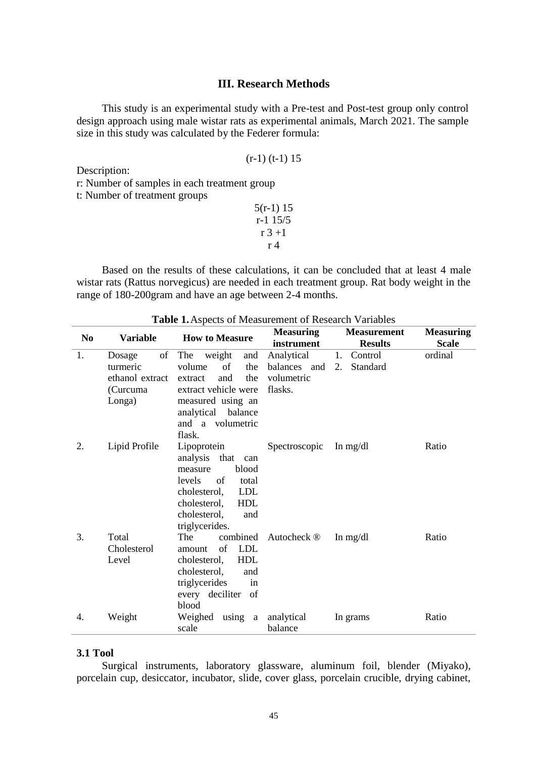## III. Research Methods

This study is an experimental study with a Pre-test and Post-test group only control design approach using male wistar rats as experimental animals, March 2021. The sample size in this study was calculated by the Federer formula:

$$(r\text{-}1)\ (t\text{-}1)\ 15$$

Description:
r: Number of samples in each treatment group
t: Number of treatment groups

$$5(r\text{-}1)\ 15$$
$$r\text{-}1\ 15/5$$
$$r\ 3\ +1$$
$$r\ 4$$

Based on the results of these calculations, it can be concluded that at least 4 male wistar rats (Rattus norvegicus) are needed in each treatment group. Rat body weight in the range of 180-200gram and have an age between 2-4 months.

**Table 1.** Aspects of Measurement of Research Variables

| No | Variable | How to Measure | Measuring instrument | Measurement Results | Measuring Scale |
|---|---|---|---|---|---|
| 1. | Dosage of turmeric ethanol extract (Curcuma Longa) | The weight and volume of the extract and the extract vehicle were measured using an analytical balance and a volumetric flask. | Analytical balances and volumetric flasks. | 1. Control 2. Standard | ordinal |
| 2. | Lipid Profile | Lipoprotein analysis that can measure blood levels of total cholesterol, LDL cholesterol, HDL cholesterol, and triglycerides. | Spectroscopic | In mg/dl | Ratio |
| 3. | Total Cholesterol Level | The combined amount of LDL cholesterol, HDL cholesterol, and triglycerides in every deciliter of blood | Autocheck ® | In mg/dl | Ratio |
| 4. | Weight | Weighed using a scale | analytical balance | In grams | Ratio |

### 3.1 Tool

Surgical instruments, laboratory glassware, aluminum foil, blender (Miyako), porcelain cup, desiccator, incubator, slide, cover glass, porcelain crucible, drying cabinet,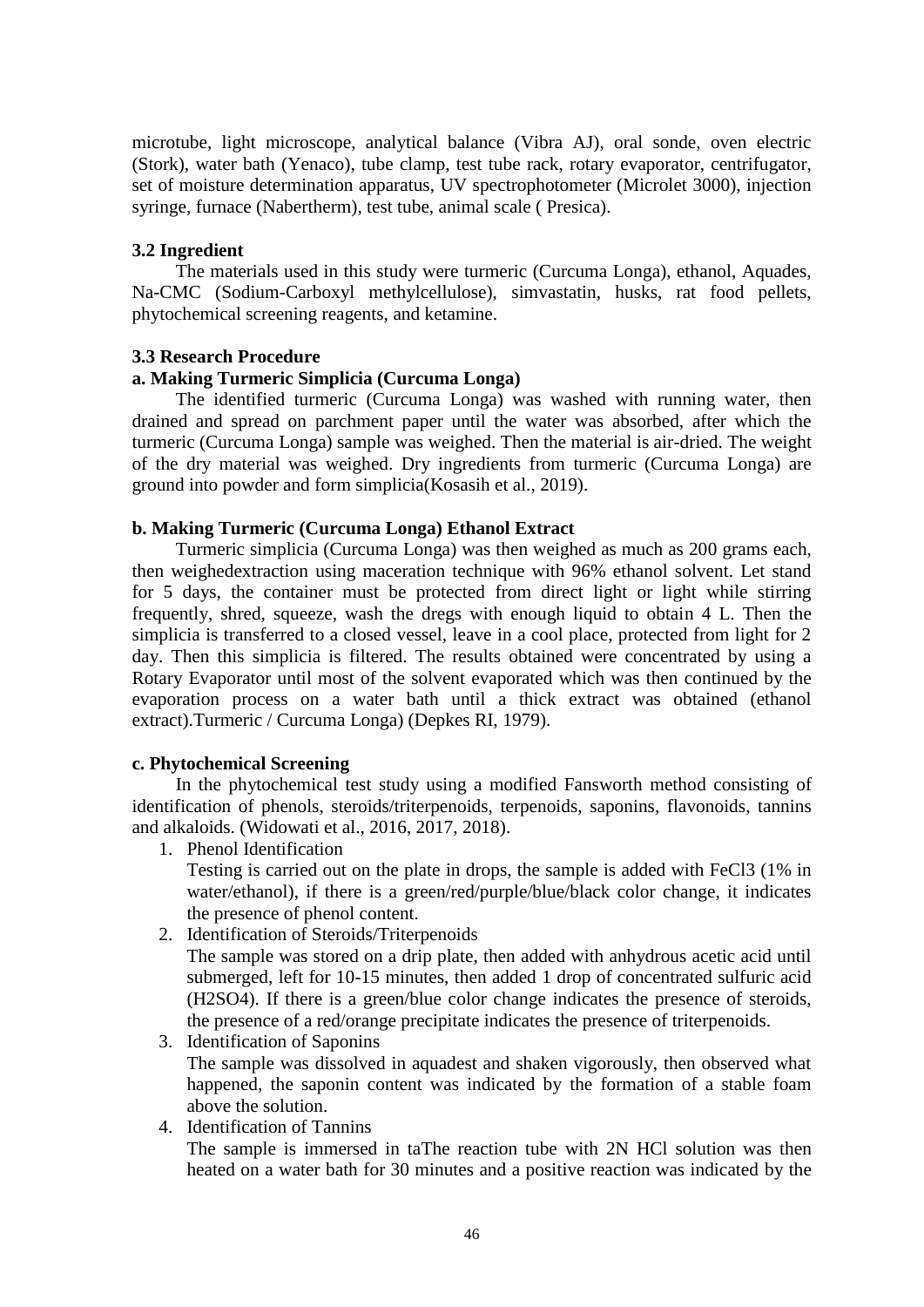microtube, light microscope, analytical balance (Vibra AJ), oral sonde, oven electric (Stork), water bath (Yenaco), tube clamp, test tube rack, rotary evaporator, centrifugator, set of moisture determination apparatus, UV spectrophotometer (Microlet 3000), injection syringe, furnace (Nabertherm), test tube, animal scale ( Presica).

### 3.2 Ingredient

The materials used in this study were turmeric (Curcuma Longa), ethanol, Aquades, Na-CMC (Sodium-Carboxyl methylcellulose), simvastatin, husks, rat food pellets, phytochemical screening reagents, and ketamine.

### 3.3 Research Procedure

#### a. Making Turmeric Simplicia (Curcuma Longa)

The identified turmeric (Curcuma Longa) was washed with running water, then drained and spread on parchment paper until the water was absorbed, after which the turmeric (Curcuma Longa) sample was weighed. Then the material is air-dried. The weight of the dry material was weighed. Dry ingredients from turmeric (Curcuma Longa) are ground into powder and form simplicia(Kosasih et al., 2019).

#### b. Making Turmeric (Curcuma Longa) Ethanol Extract

Turmeric simplicia (Curcuma Longa) was then weighed as much as 200 grams each, then weighedextraction using maceration technique with 96% ethanol solvent. Let stand for 5 days, the container must be protected from direct light or light while stirring frequently, shred, squeeze, wash the dregs with enough liquid to obtain 4 L. Then the simplicia is transferred to a closed vessel, leave in a cool place, protected from light for 2 day. Then this simplicia is filtered. The results obtained were concentrated by using a Rotary Evaporator until most of the solvent evaporated which was then continued by the evaporation process on a water bath until a thick extract was obtained (ethanol extract).Turmeric / Curcuma Longa) (Depkes RI, 1979).

#### c. Phytochemical Screening

In the phytochemical test study using a modified Fansworth method consisting of identification of phenols, steroids/triterpenoids, terpenoids, saponins, flavonoids, tannins and alkaloids. (Widowati et al., 2016, 2017, 2018).

1. Phenol Identification
   Testing is carried out on the plate in drops, the sample is added with $FeCl_3$ (1% in water/ethanol), if there is a green/red/purple/blue/black color change, it indicates the presence of phenol content.
2. Identification of Steroids/Triterpenoids
   The sample was stored on a drip plate, then added with anhydrous acetic acid until submerged, left for 10-15 minutes, then added 1 drop of concentrated sulfuric acid ($H_2SO_4$). If there is a green/blue color change indicates the presence of steroids, the presence of a red/orange precipitate indicates the presence of triterpenoids.
3. Identification of Saponins
   The sample was dissolved in aquadest and shaken vigorously, then observed what happened, the saponin content was indicated by the formation of a stable foam above the solution.
4. Identification of Tannins
   The sample is immersed in taThe reaction tube with 2N HCl solution was then heated on a water bath for 30 minutes and a positive reaction was indicated by the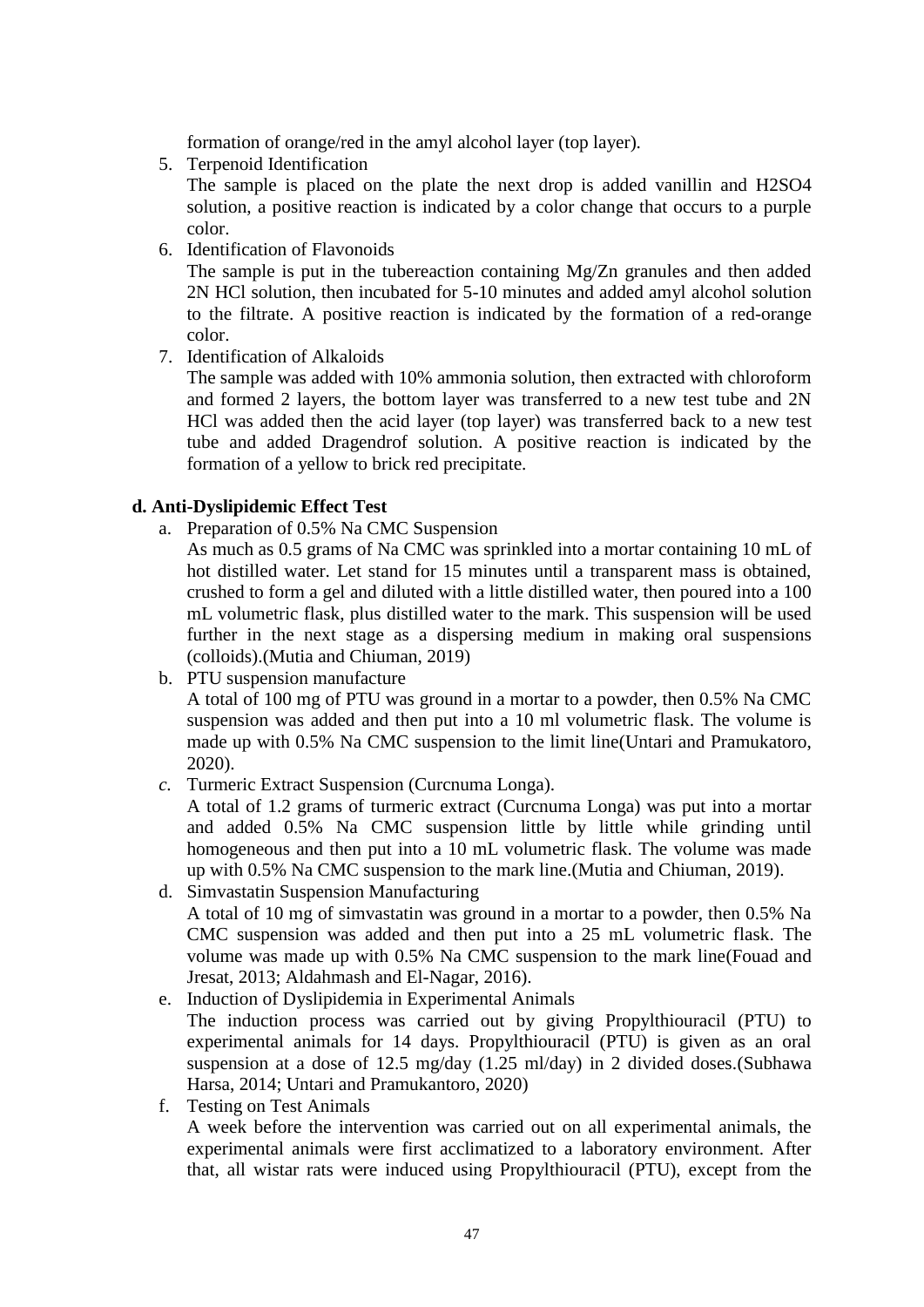formation of orange/red in the amyl alcohol layer (top layer).

5. Terpenoid Identification

   The sample is placed on the plate the next drop is added vanillin and H2SO4 solution, a positive reaction is indicated by a color change that occurs to a purple color.

6. Identification of Flavonoids

   The sample is put in the tubereaction containing Mg/Zn granules and then added 2N HCl solution, then incubated for 5-10 minutes and added amyl alcohol solution to the filtrate. A positive reaction is indicated by the formation of a red-orange color.

7. Identification of Alkaloids

   The sample was added with 10% ammonia solution, then extracted with chloroform and formed 2 layers, the bottom layer was transferred to a new test tube and 2N HCl was added then the acid layer (top layer) was transferred back to a new test tube and added Dragendrof solution. A positive reaction is indicated by the formation of a yellow to brick red precipitate.

**d. Anti-Dyslipidemic Effect Test**

a. Preparation of 0.5% Na CMC Suspension

   As much as 0.5 grams of Na CMC was sprinkled into a mortar containing 10 mL of hot distilled water. Let stand for 15 minutes until a transparent mass is obtained, crushed to form a gel and diluted with a little distilled water, then poured into a 100 mL volumetric flask, plus distilled water to the mark. This suspension will be used further in the next stage as a dispersing medium in making oral suspensions (colloids).(Mutia and Chiuman, 2019)

b. PTU suspension manufacture

   A total of 100 mg of PTU was ground in a mortar to a powder, then 0.5% Na CMC suspension was added and then put into a 10 ml volumetric flask. The volume is made up with 0.5% Na CMC suspension to the limit line(Untari and Pramukatoro, 2020).

*c.* Turmeric Extract Suspension (Curcnuma Longa).

   A total of 1.2 grams of turmeric extract (Curcnuma Longa) was put into a mortar and added 0.5% Na CMC suspension little by little while grinding until homogeneous and then put into a 10 mL volumetric flask. The volume was made up with 0.5% Na CMC suspension to the mark line.(Mutia and Chiuman, 2019).

d. Simvastatin Suspension Manufacturing

   A total of 10 mg of simvastatin was ground in a mortar to a powder, then 0.5% Na CMC suspension was added and then put into a 25 mL volumetric flask. The volume was made up with 0.5% Na CMC suspension to the mark line(Fouad and Jresat, 2013; Aldahmash and El-Nagar, 2016).

e. Induction of Dyslipidemia in Experimental Animals

   The induction process was carried out by giving Propylthiouracil (PTU) to experimental animals for 14 days. Propylthiouracil (PTU) is given as an oral suspension at a dose of 12.5 mg/day (1.25 ml/day) in 2 divided doses.(Subhawa Harsa, 2014; Untari and Pramukantoro, 2020)

f. Testing on Test Animals

   A week before the intervention was carried out on all experimental animals, the experimental animals were first acclimatized to a laboratory environment. After that, all wistar rats were induced using Propylthiouracil (PTU), except from the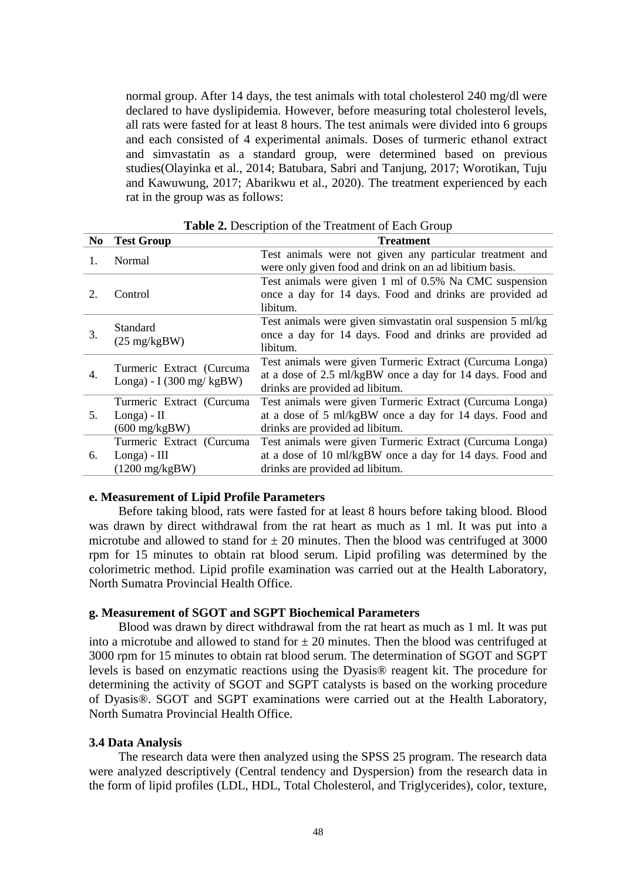normal group. After 14 days, the test animals with total cholesterol 240 mg/dl were declared to have dyslipidemia. However, before measuring total cholesterol levels, all rats were fasted for at least 8 hours. The test animals were divided into 6 groups and each consisted of 4 experimental animals. Doses of turmeric ethanol extract and simvastatin as a standard group, were determined based on previous studies(Olayinka et al., 2014; Batubara, Sabri and Tanjung, 2017; Worotikan, Tuju and Kawuwung, 2017; Abarikwu et al., 2020). The treatment experienced by each rat in the group was as follows:

**Table 2.** Description of the Treatment of Each Group

| No | Test Group | Treatment |
|---|---|---|
| 1. | Normal | Test animals were not given any particular treatment and were only given food and drink on an ad libitium basis. |
| 2. | Control | Test animals were given 1 ml of 0.5% Na CMC suspension once a day for 14 days. Food and drinks are provided ad libitum. |
| 3. | Standard (25 mg/kgBW) | Test animals were given simvastatin oral suspension 5 ml/kg once a day for 14 days. Food and drinks are provided ad libitum. |
| 4. | Turmeric Extract (Curcuma Longa) - I (300 mg/ kgBW) | Test animals were given Turmeric Extract (Curcuma Longa) at a dose of 2.5 ml/kgBW once a day for 14 days. Food and drinks are provided ad libitum. |
| 5. | Turmeric Extract (Curcuma Longa) - II (600 mg/kgBW) | Test animals were given Turmeric Extract (Curcuma Longa) at a dose of 5 ml/kgBW once a day for 14 days. Food and drinks are provided ad libitum. |
| 6. | Turmeric Extract (Curcuma Longa) - III (1200 mg/kgBW) | Test animals were given Turmeric Extract (Curcuma Longa) at a dose of 10 ml/kgBW once a day for 14 days. Food and drinks are provided ad libitum. |

**e. Measurement of Lipid Profile Parameters**

Before taking blood, rats were fasted for at least 8 hours before taking blood. Blood was drawn by direct withdrawal from the rat heart as much as 1 ml. It was put into a microtube and allowed to stand for ± 20 minutes. Then the blood was centrifuged at 3000 rpm for 15 minutes to obtain rat blood serum. Lipid profiling was determined by the colorimetric method. Lipid profile examination was carried out at the Health Laboratory, North Sumatra Provincial Health Office.

**g. Measurement of SGOT and SGPT Biochemical Parameters**

Blood was drawn by direct withdrawal from the rat heart as much as 1 ml. It was put into a microtube and allowed to stand for ± 20 minutes. Then the blood was centrifuged at 3000 rpm for 15 minutes to obtain rat blood serum. The determination of SGOT and SGPT levels is based on enzymatic reactions using the Dyasis® reagent kit. The procedure for determining the activity of SGOT and SGPT catalysts is based on the working procedure of Dyasis®. SGOT and SGPT examinations were carried out at the Health Laboratory, North Sumatra Provincial Health Office.

**3.4 Data Analysis**

The research data were then analyzed using the SPSS 25 program. The research data were analyzed descriptively (Central tendency and Dyspersion) from the research data in the form of lipid profiles (LDL, HDL, Total Cholesterol, and Triglycerides), color, texture,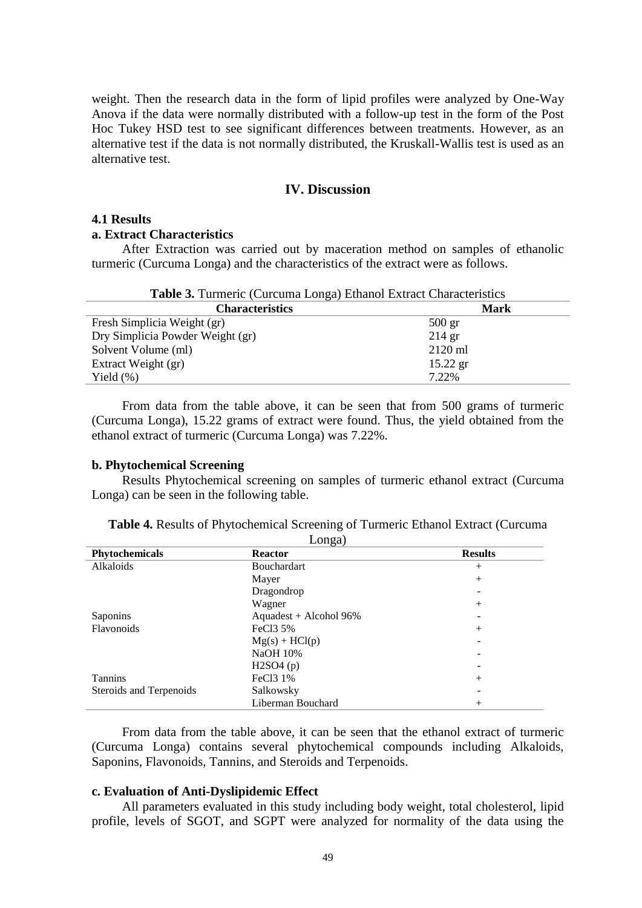weight. Then the research data in the form of lipid profiles were analyzed by One-Way Anova if the data were normally distributed with a follow-up test in the form of the Post Hoc Tukey HSD test to see significant differences between treatments. However, as an alternative test if the data is not normally distributed, the Kruskall-Wallis test is used as an alternative test.

## IV. Discussion

### 4.1 Results

#### a. Extract Characteristics

After Extraction was carried out by maceration method on samples of ethanolic turmeric (Curcuma Longa) and the characteristics of the extract were as follows.

**Table 3.** Turmeric (Curcuma Longa) Ethanol Extract Characteristics

| Characteristics | Mark |
|---|---|
| Fresh Simplicia Weight (gr) | 500 gr |
| Dry Simplicia Powder Weight (gr) | 214 gr |
| Solvent Volume (ml) | 2120 ml |
| Extract Weight (gr) | 15.22 gr |
| Yield (%) | 7.22% |

From data from the table above, it can be seen that from 500 grams of turmeric (Curcuma Longa), 15.22 grams of extract were found. Thus, the yield obtained from the ethanol extract of turmeric (Curcuma Longa) was 7.22%.

#### b. Phytochemical Screening

Results Phytochemical screening on samples of turmeric ethanol extract (Curcuma Longa) can be seen in the following table.

**Table 4.** Results of Phytochemical Screening of Turmeric Ethanol Extract (Curcuma Longa)

| Phytochemicals | Reactor | Results |
|---|---|---|
| Alkaloids | Bouchardart | + |
| | Mayer | + |
| | Dragondrop | - |
| | Wagner | + |
| Saponins | Aquadest + Alcohol 96% | - |
| Flavonoids | $FeCl_3$ 5% | + |
| | $Mg(s) + HCl(p)$ | - |
| | NaOH 10% | - |
| | $H_2SO_4$ (p) | - |
| Tannins | $FeCl_3$ 1% | + |
| Steroids and Terpenoids | Salkowsky | - |
| | Liberman Bouchard | + |

From data from the table above, it can be seen that the ethanol extract of turmeric (Curcuma Longa) contains several phytochemical compounds including Alkaloids, Saponins, Flavonoids, Tannins, and Steroids and Terpenoids.

#### c. Evaluation of Anti-Dyslipidemic Effect

All parameters evaluated in this study including body weight, total cholesterol, lipid profile, levels of SGOT, and SGPT were analyzed for normality of the data using the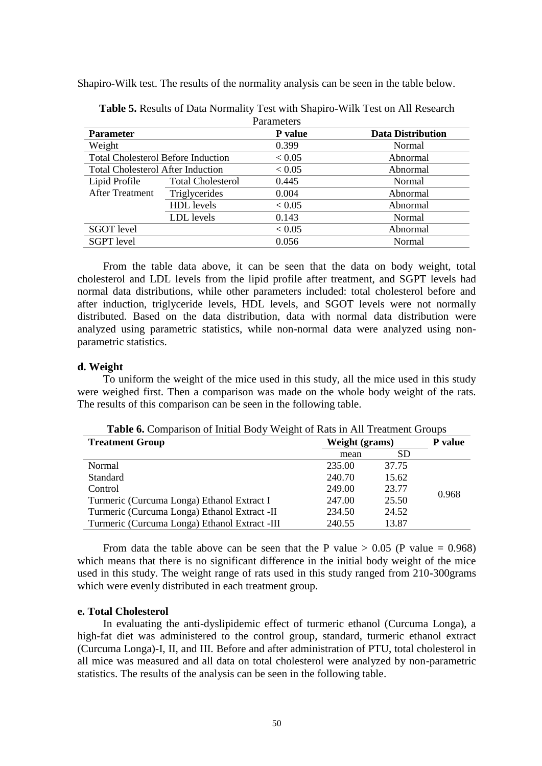Shapiro-Wilk test. The results of the normality analysis can be seen in the table below.

**Table 5.** Results of Data Normality Test with Shapiro-Wilk Test on All Research Parameters

| **Parameter** | | **P value** | **Data Distribution** |
|---|---|---|---|
| Weight | | 0.399 | Normal |
| Total Cholesterol Before Induction | | < 0.05 | Abnormal |
| Total Cholesterol After Induction | | < 0.05 | Abnormal |
| Lipid Profile After Treatment | Total Cholesterol | 0.445 | Normal |
| | Triglycerides | 0.004 | Abnormal |
| | HDL levels | < 0.05 | Abnormal |
| | LDL levels | 0.143 | Normal |
| SGOT level | | < 0.05 | Abnormal |
| SGPT level | | 0.056 | Normal |

From the table data above, it can be seen that the data on body weight, total cholesterol and LDL levels from the lipid profile after treatment, and SGPT levels had normal data distributions, while other parameters included: total cholesterol before and after induction, triglyceride levels, HDL levels, and SGOT levels were not normally distributed. Based on the data distribution, data with normal data distribution were analyzed using parametric statistics, while non-normal data were analyzed using non-parametric statistics.

#### d. Weight

To uniform the weight of the mice used in this study, all the mice used in this study were weighed first. Then a comparison was made on the whole body weight of the rats. The results of this comparison can be seen in the following table.

**Table 6.** Comparison of Initial Body Weight of Rats in All Treatment Groups

| **Treatment Group** | **Weight (grams)** | | **P value** |
|---|---|---|---|
| | mean | SD | |
| Normal | 235.00 | 37.75 | 0.968 |
| Standard | 240.70 | 15.62 | |
| Control | 249.00 | 23.77 | |
| Turmeric (Curcuma Longa) Ethanol Extract I | 247.00 | 25.50 | |
| Turmeric (Curcuma Longa) Ethanol Extract -II | 234.50 | 24.52 | |
| Turmeric (Curcuma Longa) Ethanol Extract -III | 240.55 | 13.87 | |

From data the table above can be seen that the P value > 0.05 (P value = 0.968) which means that there is no significant difference in the initial body weight of the mice used in this study. The weight range of rats used in this study ranged from 210-300grams which were evenly distributed in each treatment group.

#### e. Total Cholesterol

In evaluating the anti-dyslipidemic effect of turmeric ethanol (Curcuma Longa), a high-fat diet was administered to the control group, standard, turmeric ethanol extract (Curcuma Longa)-I, II, and III. Before and after administration of PTU, total cholesterol in all mice was measured and all data on total cholesterol were analyzed by non-parametric statistics. The results of the analysis can be seen in the following table.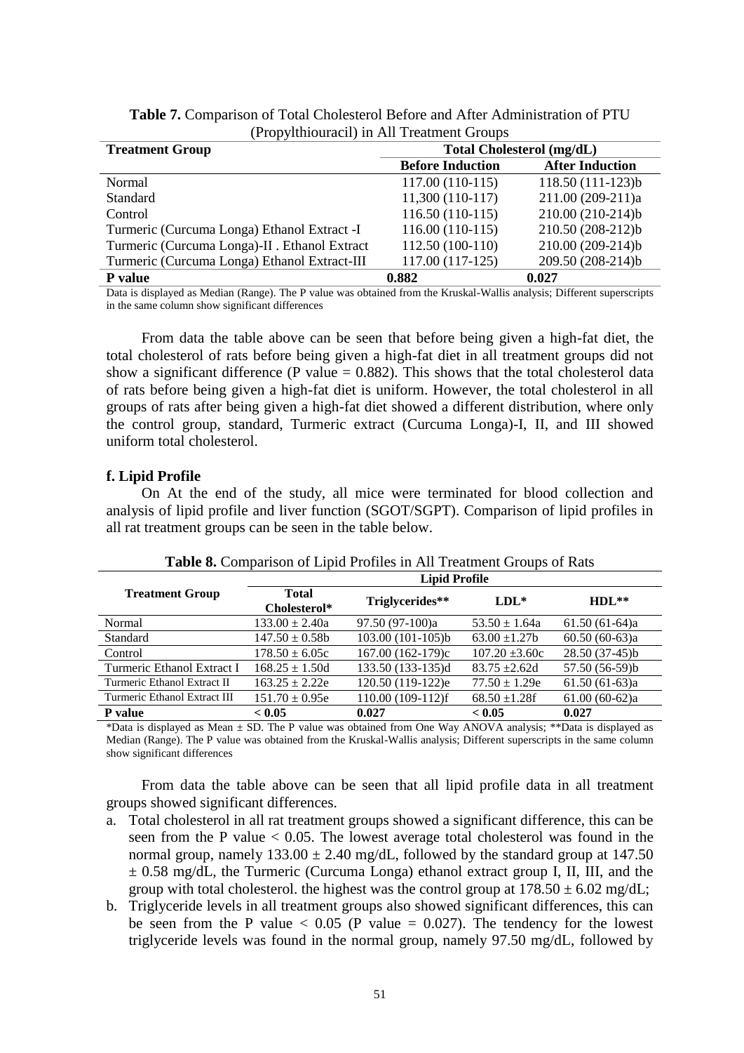**Table 7.** Comparison of Total Cholesterol Before and After Administration of PTU (Propylthiouracil) in All Treatment Groups

| Treatment Group | Total Cholesterol (mg/dL) | |
|---|---|---|
| | **Before Induction** | **After Induction** |
| Normal | 117.00 (110-115) | 118.50 (111-123)b |
| Standard | 11,300 (110-117) | 211.00 (209-211)a |
| Control | 116.50 (110-115) | 210.00 (210-214)b |
| Turmeric (Curcuma Longa) Ethanol Extract -I | 116.00 (110-115) | 210.50 (208-212)b |
| Turmeric (Curcuma Longa)-II . Ethanol Extract | 112.50 (100-110) | 210.00 (209-214)b |
| Turmeric (Curcuma Longa) Ethanol Extract-III | 117.00 (117-125) | 209.50 (208-214)b |
| **P value** | **0.882** | **0.027** |

Data is displayed as Median (Range). The P value was obtained from the Kruskal-Wallis analysis; Different superscripts in the same column show significant differences

From data the table above can be seen that before being given a high-fat diet, the total cholesterol of rats before being given a high-fat diet in all treatment groups did not show a significant difference (P value = 0.882). This shows that the total cholesterol data of rats before being given a high-fat diet is uniform. However, the total cholesterol in all groups of rats after being given a high-fat diet showed a different distribution, where only the control group, standard, Turmeric extract (Curcuma Longa)-I, II, and III showed uniform total cholesterol.

### f. Lipid Profile

On At the end of the study, all mice were terminated for blood collection and analysis of lipid profile and liver function (SGOT/SGPT). Comparison of lipid profiles in all rat treatment groups can be seen in the table below.

**Table 8.** Comparison of Lipid Profiles in All Treatment Groups of Rats

| Treatment Group | Lipid Profile | | | |
|---|---|---|---|---|
| | **Total Cholesterol*** | **Triglycerides**** | **LDL*** | **HDL**** |
| Normal | 133.00 ± 2.40a | 97.50 (97-100)a | 53.50 ± 1.64a | 61.50 (61-64)a |
| Standard | 147.50 ± 0.58b | 103.00 (101-105)b | 63.00 ±1.27b | 60.50 (60-63)a |
| Control | 178.50 ± 6.05c | 167.00 (162-179)c | 107.20 ±3.60c | 28.50 (37-45)b |
| Turmeric Ethanol Extract I | 168.25 ± 1.50d | 133.50 (133-135)d | 83.75 ±2.62d | 57.50 (56-59)b |
| Turmeric Ethanol Extract II | 163.25 ± 2.22e | 120.50 (119-122)e | 77.50 ± 1.29e | 61.50 (61-63)a |
| Turmeric Ethanol Extract III | 151.70 ± 0.95e | 110.00 (109-112)f | 68.50 ±1.28f | 61.00 (60-62)a |
| **P value** | **< 0.05** | **0.027** | **< 0.05** | **0.027** |

*Data is displayed as Mean ± SD. The P value was obtained from One Way ANOVA analysis; **Data is displayed as Median (Range). The P value was obtained from the Kruskal-Wallis analysis; Different superscripts in the same column show significant differences

From data the table above can be seen that all lipid profile data in all treatment groups showed significant differences.

a. Total cholesterol in all rat treatment groups showed a significant difference, this can be seen from the P value < 0.05. The lowest average total cholesterol was found in the normal group, namely 133.00 ± 2.40 mg/dL, followed by the standard group at 147.50 ± 0.58 mg/dL, the Turmeric (Curcuma Longa) ethanol extract group I, II, III, and the group with total cholesterol. the highest was the control group at 178.50 ± 6.02 mg/dL;
b. Triglyceride levels in all treatment groups also showed significant differences, this can be seen from the P value < 0.05 (P value = 0.027). The tendency for the lowest triglyceride levels was found in the normal group, namely 97.50 mg/dL, followed by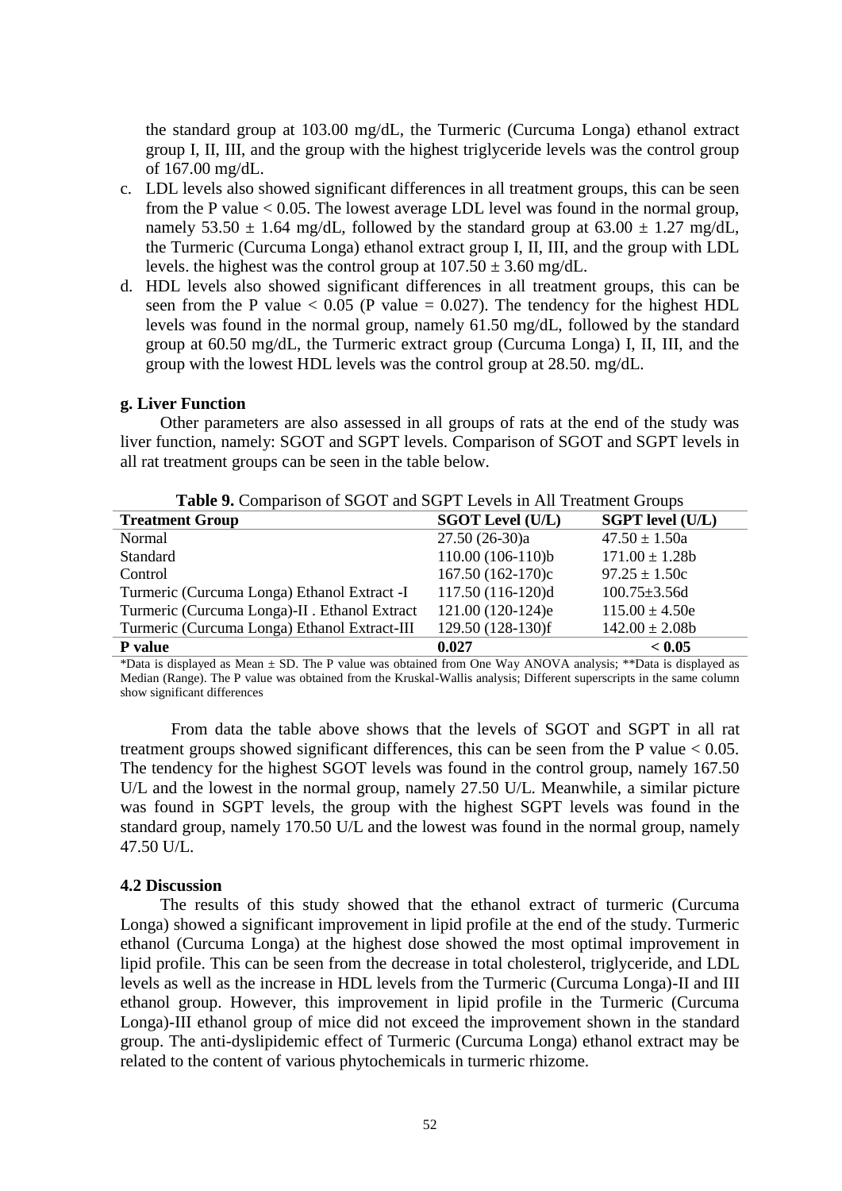the standard group at 103.00 mg/dL, the Turmeric (Curcuma Longa) ethanol extract group I, II, III, and the group with the highest triglyceride levels was the control group of 167.00 mg/dL.

c. LDL levels also showed significant differences in all treatment groups, this can be seen from the P value < 0.05. The lowest average LDL level was found in the normal group, namely 53.50 ± 1.64 mg/dL, followed by the standard group at 63.00 ± 1.27 mg/dL, the Turmeric (Curcuma Longa) ethanol extract group I, II, III, and the group with LDL levels. the highest was the control group at 107.50 ± 3.60 mg/dL.
d. HDL levels also showed significant differences in all treatment groups, this can be seen from the P value < 0.05 (P value = 0.027). The tendency for the highest HDL levels was found in the normal group, namely 61.50 mg/dL, followed by the standard group at 60.50 mg/dL, the Turmeric extract group (Curcuma Longa) I, II, III, and the group with the lowest HDL levels was the control group at 28.50. mg/dL.

**g. Liver Function**

Other parameters are also assessed in all groups of rats at the end of the study was liver function, namely: SGOT and SGPT levels. Comparison of SGOT and SGPT levels in all rat treatment groups can be seen in the table below.

**Table 9.** Comparison of SGOT and SGPT Levels in All Treatment Groups

| Treatment Group | SGOT Level (U/L) | SGPT level (U/L) |
|---|---|---|
| Normal | 27.50 (26-30)a | 47.50 ± 1.50a |
| Standard | 110.00 (106-110)b | 171.00 ± 1.28b |
| Control | 167.50 (162-170)c | 97.25 ± 1.50c |
| Turmeric (Curcuma Longa) Ethanol Extract -I | 117.50 (116-120)d | 100.75±3.56d |
| Turmeric (Curcuma Longa)-II . Ethanol Extract | 121.00 (120-124)e | 115.00 ± 4.50e |
| Turmeric (Curcuma Longa) Ethanol Extract-III | 129.50 (128-130)f | 142.00 ± 2.08b |
| **P value** | **0.027** | **< 0.05** |

*Data is displayed as Mean ± SD. The P value was obtained from One Way ANOVA analysis; **Data is displayed as Median (Range). The P value was obtained from the Kruskal-Wallis analysis; Different superscripts in the same column show significant differences

From data the table above shows that the levels of SGOT and SGPT in all rat treatment groups showed significant differences, this can be seen from the P value < 0.05. The tendency for the highest SGOT levels was found in the control group, namely 167.50 U/L and the lowest in the normal group, namely 27.50 U/L. Meanwhile, a similar picture was found in SGPT levels, the group with the highest SGPT levels was found in the standard group, namely 170.50 U/L and the lowest was found in the normal group, namely 47.50 U/L.

### 4.2 Discussion

The results of this study showed that the ethanol extract of turmeric (Curcuma Longa) showed a significant improvement in lipid profile at the end of the study. Turmeric ethanol (Curcuma Longa) at the highest dose showed the most optimal improvement in lipid profile. This can be seen from the decrease in total cholesterol, triglyceride, and LDL levels as well as the increase in HDL levels from the Turmeric (Curcuma Longa)-II and III ethanol group. However, this improvement in lipid profile in the Turmeric (Curcuma Longa)-III ethanol group of mice did not exceed the improvement shown in the standard group. The anti-dyslipidemic effect of Turmeric (Curcuma Longa) ethanol extract may be related to the content of various phytochemicals in turmeric rhizome.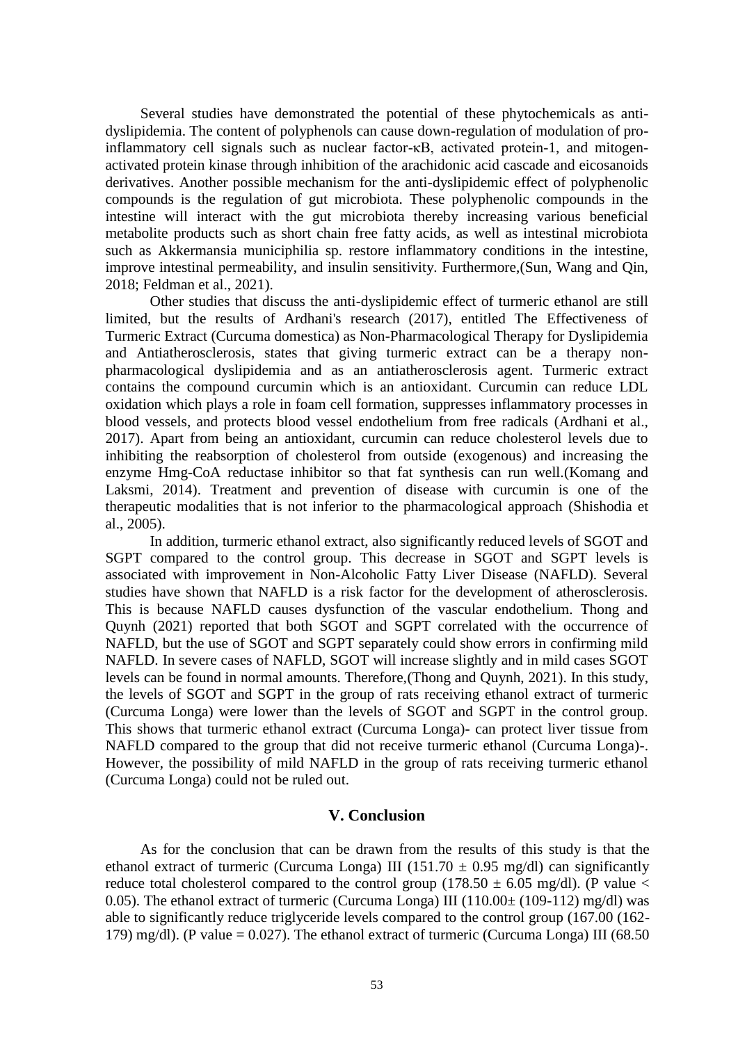Several studies have demonstrated the potential of these phytochemicals as anti-dyslipidemia. The content of polyphenols can cause down-regulation of modulation of pro-inflammatory cell signals such as nuclear factor-κB, activated protein-1, and mitogen-activated protein kinase through inhibition of the arachidonic acid cascade and eicosanoids derivatives. Another possible mechanism for the anti-dyslipidemic effect of polyphenolic compounds is the regulation of gut microbiota. These polyphenolic compounds in the intestine will interact with the gut microbiota thereby increasing various beneficial metabolite products such as short chain free fatty acids, as well as intestinal microbiota such as Akkermansia municiphilia sp. restore inflammatory conditions in the intestine, improve intestinal permeability, and insulin sensitivity. Furthermore,(Sun, Wang and Qin, 2018; Feldman et al., 2021).

Other studies that discuss the anti-dyslipidemic effect of turmeric ethanol are still limited, but the results of Ardhani's research (2017), entitled The Effectiveness of Turmeric Extract (Curcuma domestica) as Non-Pharmacological Therapy for Dyslipidemia and Antiatherosclerosis, states that giving turmeric extract can be a therapy non-pharmacological dyslipidemia and as an antiatherosclerosis agent. Turmeric extract contains the compound curcumin which is an antioxidant. Curcumin can reduce LDL oxidation which plays a role in foam cell formation, suppresses inflammatory processes in blood vessels, and protects blood vessel endothelium from free radicals (Ardhani et al., 2017). Apart from being an antioxidant, curcumin can reduce cholesterol levels due to inhibiting the reabsorption of cholesterol from outside (exogenous) and increasing the enzyme Hmg-CoA reductase inhibitor so that fat synthesis can run well.(Komang and Laksmi, 2014). Treatment and prevention of disease with curcumin is one of the therapeutic modalities that is not inferior to the pharmacological approach (Shishodia et al., 2005).

In addition, turmeric ethanol extract, also significantly reduced levels of SGOT and SGPT compared to the control group. This decrease in SGOT and SGPT levels is associated with improvement in Non-Alcoholic Fatty Liver Disease (NAFLD). Several studies have shown that NAFLD is a risk factor for the development of atherosclerosis. This is because NAFLD causes dysfunction of the vascular endothelium. Thong and Quynh (2021) reported that both SGOT and SGPT correlated with the occurrence of NAFLD, but the use of SGOT and SGPT separately could show errors in confirming mild NAFLD. In severe cases of NAFLD, SGOT will increase slightly and in mild cases SGOT levels can be found in normal amounts. Therefore,(Thong and Quynh, 2021). In this study, the levels of SGOT and SGPT in the group of rats receiving ethanol extract of turmeric (Curcuma Longa) were lower than the levels of SGOT and SGPT in the control group. This shows that turmeric ethanol extract (Curcuma Longa)- can protect liver tissue from NAFLD compared to the group that did not receive turmeric ethanol (Curcuma Longa)-. However, the possibility of mild NAFLD in the group of rats receiving turmeric ethanol (Curcuma Longa) could not be ruled out.

## V. Conclusion

As for the conclusion that can be drawn from the results of this study is that the ethanol extract of turmeric (Curcuma Longa) III ($151.70 \pm 0.95$ mg/dl) can significantly reduce total cholesterol compared to the control group ($178.50 \pm 6.05$ mg/dl). (P value $< 0.05$). The ethanol extract of turmeric (Curcuma Longa) III ($110.00 \pm$ (109-112) mg/dl) was able to significantly reduce triglyceride levels compared to the control group (167.00 (162-179) mg/dl). (P value = 0.027). The ethanol extract of turmeric (Curcuma Longa) III (68.50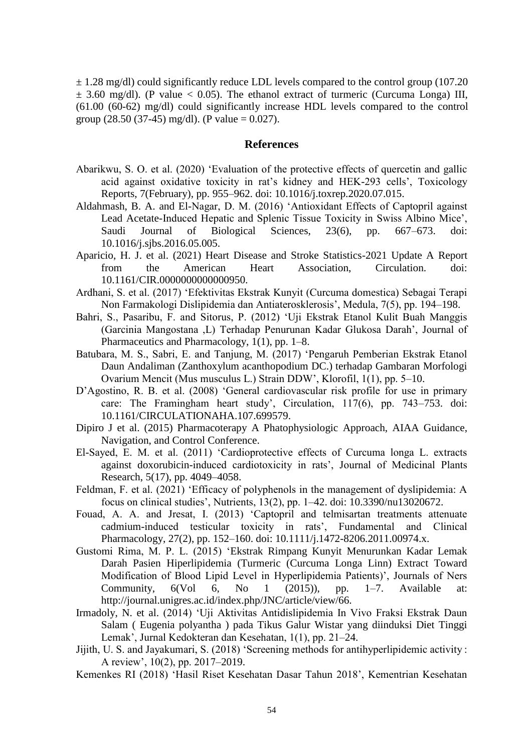$\pm$ 1.28 mg/dl) could significantly reduce LDL levels compared to the control group (107.20 $\pm$ 3.60 mg/dl). (P value $< 0.05$). The ethanol extract of turmeric (Curcuma Longa) III, (61.00 (60-62) mg/dl) could significantly increase HDL levels compared to the control group (28.50 (37-45) mg/dl). (P value = 0.027).

## References

Abarikwu, S. O. et al. (2020) 'Evaluation of the protective effects of quercetin and gallic acid against oxidative toxicity in rat's kidney and HEK-293 cells', Toxicology Reports, 7(February), pp. 955–962. doi: 10.1016/j.toxrep.2020.07.015.

Aldahmash, B. A. and El-Nagar, D. M. (2016) 'Antioxidant Effects of Captopril against Lead Acetate-Induced Hepatic and Splenic Tissue Toxicity in Swiss Albino Mice', Saudi Journal of Biological Sciences, 23(6), pp. 667–673. doi: 10.1016/j.sjbs.2016.05.005.

Aparicio, H. J. et al. (2021) Heart Disease and Stroke Statistics-2021 Update A Report from the American Heart Association, Circulation. doi: 10.1161/CIR.0000000000000950.

Ardhani, S. et al. (2017) 'Efektivitas Ekstrak Kunyit (Curcuma domestica) Sebagai Terapi Non Farmakologi Dislipidemia dan Antiaterosklerosis', Medula, 7(5), pp. 194–198.

Bahri, S., Pasaribu, F. and Sitorus, P. (2012) 'Uji Ekstrak Etanol Kulit Buah Manggis (Garcinia Mangostana ,L) Terhadap Penurunan Kadar Glukosa Darah', Journal of Pharmaceutics and Pharmacology, 1(1), pp. 1–8.

Batubara, M. S., Sabri, E. and Tanjung, M. (2017) 'Pengaruh Pemberian Ekstrak Etanol Daun Andaliman (Zanthoxylum acanthopodium DC.) terhadap Gambaran Morfologi Ovarium Mencit (Mus musculus L.) Strain DDW', Klorofil, 1(1), pp. 5–10.

D'Agostino, R. B. et al. (2008) 'General cardiovascular risk profile for use in primary care: The Framingham heart study', Circulation, 117(6), pp. 743–753. doi: 10.1161/CIRCULATIONAHA.107.699579.

Dipiro J et al. (2015) Pharmacoterapy A Phatophysiologic Approach, AIAA Guidance, Navigation, and Control Conference.

El-Sayed, E. M. et al. (2011) 'Cardioprotective effects of Curcuma longa L. extracts against doxorubicin-induced cardiotoxicity in rats', Journal of Medicinal Plants Research, 5(17), pp. 4049–4058.

Feldman, F. et al. (2021) 'Efficacy of polyphenols in the management of dyslipidemia: A focus on clinical studies', Nutrients, 13(2), pp. 1–42. doi: 10.3390/nu13020672.

Fouad, A. A. and Jresat, I. (2013) 'Captopril and telmisartan treatments attenuate cadmium-induced testicular toxicity in rats', Fundamental and Clinical Pharmacology, 27(2), pp. 152–160. doi: 10.1111/j.1472-8206.2011.00974.x.

Gustomi Rima, M. P. L. (2015) 'Ekstrak Rimpang Kunyit Menurunkan Kadar Lemak Darah Pasien Hiperlipidemia (Turmeric (Curcuma Longa Linn) Extract Toward Modification of Blood Lipid Level in Hyperlipidemia Patients)', Journals of Ners Community, 6(Vol 6, No 1 (2015)), pp. 1–7. Available at: http://journal.unigres.ac.id/index.php/JNC/article/view/66.

Irmadoly, N. et al. (2014) 'Uji Aktivitas Antidislipidemia In Vivo Fraksi Ekstrak Daun Salam ( Eugenia polyantha ) pada Tikus Galur Wistar yang diinduksi Diet Tinggi Lemak', Jurnal Kedokteran dan Kesehatan, 1(1), pp. 21–24.

Jijith, U. S. and Jayakumari, S. (2018) 'Screening methods for antihyperlipidemic activity : A review', 10(2), pp. 2017–2019.

Kemenkes RI (2018) 'Hasil Riset Kesehatan Dasar Tahun 2018', Kementrian Kesehatan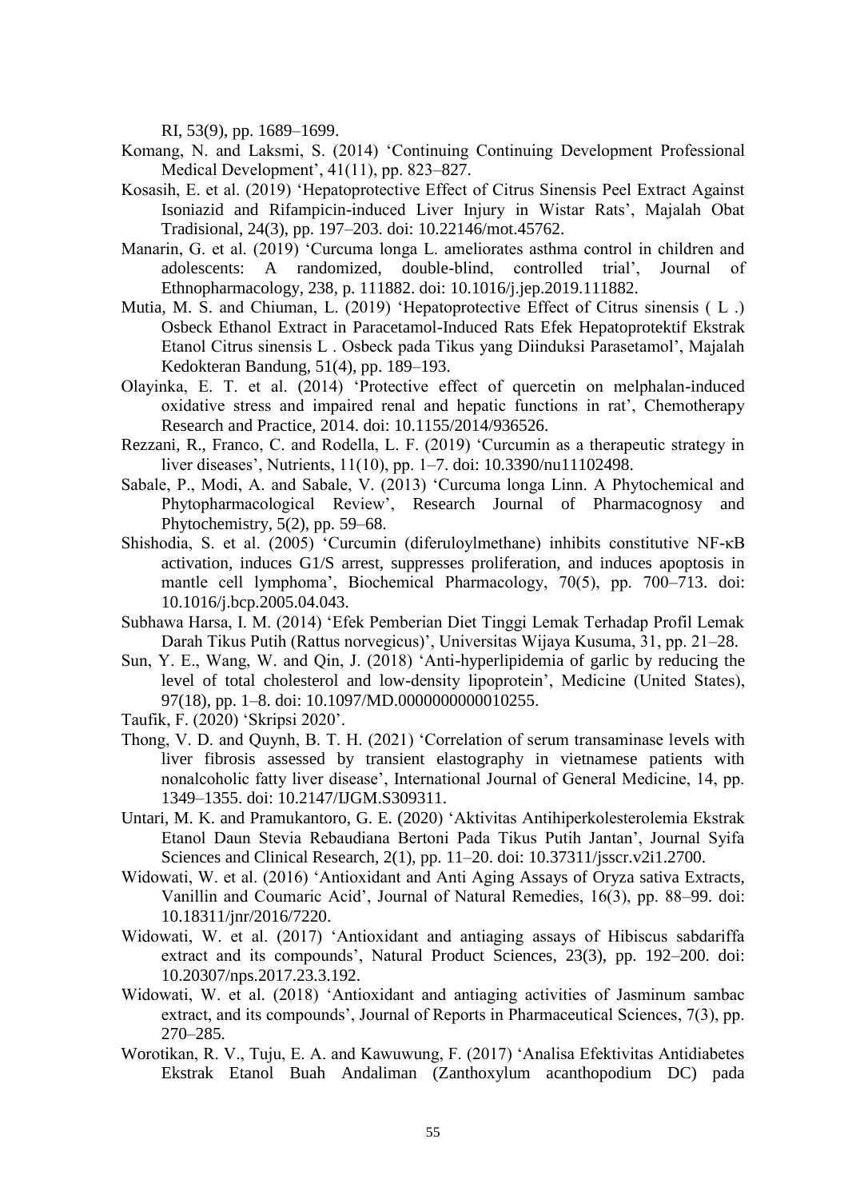RI, 53(9), pp. 1689–1699.

Komang, N. and Laksmi, S. (2014) 'Continuing Continuing Development Professional Medical Development', 41(11), pp. 823–827.

Kosasih, E. et al. (2019) 'Hepatoprotective Effect of Citrus Sinensis Peel Extract Against Isoniazid and Rifampicin-induced Liver Injury in Wistar Rats', Majalah Obat Tradisional, 24(3), pp. 197–203. doi: 10.22146/mot.45762.

Manarin, G. et al. (2019) 'Curcuma longa L. ameliorates asthma control in children and adolescents: A randomized, double-blind, controlled trial', Journal of Ethnopharmacology, 238, p. 111882. doi: 10.1016/j.jep.2019.111882.

Mutia, M. S. and Chiuman, L. (2019) 'Hepatoprotective Effect of Citrus sinensis ( L .) Osbeck Ethanol Extract in Paracetamol-Induced Rats Efek Hepatoprotektif Ekstrak Etanol Citrus sinensis L . Osbeck pada Tikus yang Diinduksi Parasetamol', Majalah Kedokteran Bandung, 51(4), pp. 189–193.

Olayinka, E. T. et al. (2014) 'Protective effect of quercetin on melphalan-induced oxidative stress and impaired renal and hepatic functions in rat', Chemotherapy Research and Practice, 2014. doi: 10.1155/2014/936526.

Rezzani, R., Franco, C. and Rodella, L. F. (2019) 'Curcumin as a therapeutic strategy in liver diseases', Nutrients, 11(10), pp. 1–7. doi: 10.3390/nu11102498.

Sabale, P., Modi, A. and Sabale, V. (2013) 'Curcuma longa Linn. A Phytochemical and Phytopharmacological Review', Research Journal of Pharmacognosy and Phytochemistry, 5(2), pp. 59–68.

Shishodia, S. et al. (2005) 'Curcumin (diferuloylmethane) inhibits constitutive NF-κB activation, induces G1/S arrest, suppresses proliferation, and induces apoptosis in mantle cell lymphoma', Biochemical Pharmacology, 70(5), pp. 700–713. doi: 10.1016/j.bcp.2005.04.043.

Subhawa Harsa, I. M. (2014) 'Efek Pemberian Diet Tinggi Lemak Terhadap Profil Lemak Darah Tikus Putih (Rattus norvegicus)', Universitas Wijaya Kusuma, 31, pp. 21–28.

Sun, Y. E., Wang, W. and Qin, J. (2018) 'Anti-hyperlipidemia of garlic by reducing the level of total cholesterol and low-density lipoprotein', Medicine (United States), 97(18), pp. 1–8. doi: 10.1097/MD.0000000000010255.

Taufik, F. (2020) 'Skripsi 2020'.

Thong, V. D. and Quynh, B. T. H. (2021) 'Correlation of serum transaminase levels with liver fibrosis assessed by transient elastography in vietnamese patients with nonalcoholic fatty liver disease', International Journal of General Medicine, 14, pp. 1349–1355. doi: 10.2147/IJGM.S309311.

Untari, M. K. and Pramukantoro, G. E. (2020) 'Aktivitas Antihiperkolesterolemia Ekstrak Etanol Daun Stevia Rebaudiana Bertoni Pada Tikus Putih Jantan', Journal Syifa Sciences and Clinical Research, 2(1), pp. 11–20. doi: 10.37311/jsscr.v2i1.2700.

Widowati, W. et al. (2016) 'Antioxidant and Anti Aging Assays of Oryza sativa Extracts, Vanillin and Coumaric Acid', Journal of Natural Remedies, 16(3), pp. 88–99. doi: 10.18311/jnr/2016/7220.

Widowati, W. et al. (2017) 'Antioxidant and antiaging assays of Hibiscus sabdariffa extract and its compounds', Natural Product Sciences, 23(3), pp. 192–200. doi: 10.20307/nps.2017.23.3.192.

Widowati, W. et al. (2018) 'Antioxidant and antiaging activities of Jasminum sambac extract, and its compounds', Journal of Reports in Pharmaceutical Sciences, 7(3), pp. 270–285.

Worotikan, R. V., Tuju, E. A. and Kawuwung, F. (2017) 'Analisa Efektivitas Antidiabetes Ekstrak Etanol Buah Andaliman (Zanthoxylum acanthopodium DC) pada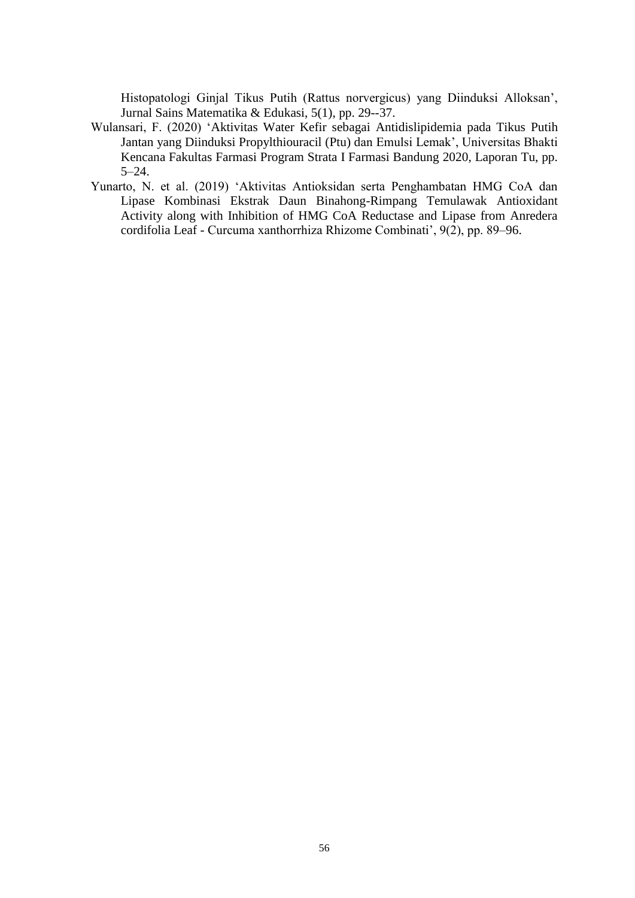Histopatologi Ginjal Tikus Putih (Rattus norvergicus) yang Diinduksi Alloksan', Jurnal Sains Matematika & Edukasi, 5(1), pp. 29--37.

Wulansari, F. (2020) 'Aktivitas Water Kefir sebagai Antidislipidemia pada Tikus Putih Jantan yang Diinduksi Propylthiouracil (Ptu) dan Emulsi Lemak', Universitas Bhakti Kencana Fakultas Farmasi Program Strata I Farmasi Bandung 2020, Laporan Tu, pp. 5–24.

Yunarto, N. et al. (2019) 'Aktivitas Antioksidan serta Penghambatan HMG CoA dan Lipase Kombinasi Ekstrak Daun Binahong-Rimpang Temulawak Antioxidant Activity along with Inhibition of HMG CoA Reductase and Lipase from Anredera cordifolia Leaf - Curcuma xanthorrhiza Rhizome Combinati', 9(2), pp. 89–96.